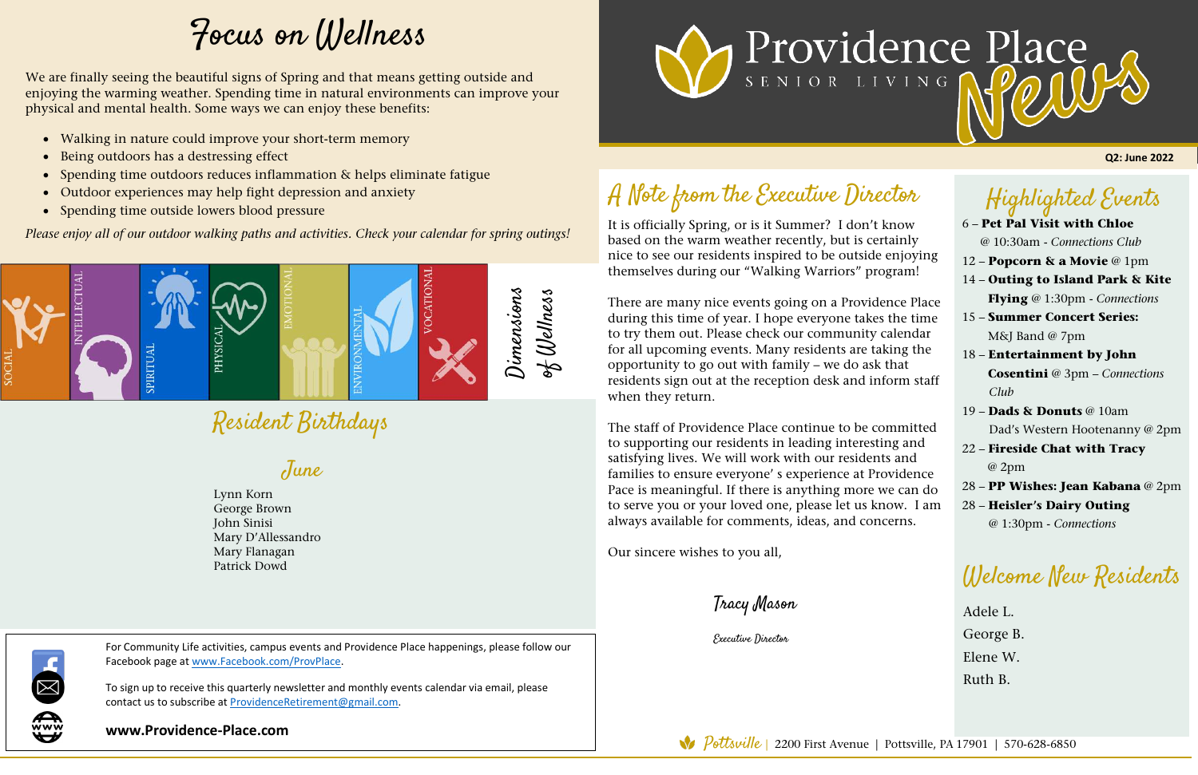# Providence Place Senior Living News

**Q2: June 2022**

## Focus on Wellness

We are finally seeing the beautiful signs of Spring and that means getting outside and enjoying the warming weather. Spending time in natural environments can improve your physical and mental health. Some ways we can enjoy these benefits:

- Walking in nature could improve your short-term memory
- Being outdoors has a destressing effect
- Spending time outdoors reduces inflammation & helps eliminate fatigue
- Outdoor experiences may help fight depression and anxiety
- Spending time outside lowers blood pressure

*Please enjoy all of our outdoor walking paths and activities. Check your calendar for spring outings!*

SOCIAL | INTELLECTUAL | SPIRITUAL | PHYSICAL | EMOTIONAL | ENVIRONMENTAL | VOCATIONAL

Dimensions of Wellness

## Resident Birthdays

### June

Lynn Korn
George Brown
John Sinisi
Mary D'Allessandro
Mary Flanagan
Patrick Dowd

For Community Life activities, campus events and Providence Place happenings, please follow our Facebook page at www.Facebook.com/ProvPlace.

To sign up to receive this quarterly newsletter and monthly events calendar via email, please contact us to subscribe at ProvidenceRetirement@gmail.com.

**www.Providence-Place.com**

## A Note from the Executive Director

It is officially Spring, or is it Summer? I don't know based on the warm weather recently, but is certainly nice to see our residents inspired to be outside enjoying themselves during our "Walking Warriors" program!

There are many nice events going on a Providence Place during this time of year. I hope everyone takes the time to try them out. Please check our community calendar for all upcoming events. Many residents are taking the opportunity to go out with family – we do ask that residents sign out at the reception desk and inform staff when they return.

The staff of Providence Place continue to be committed to supporting our residents in leading interesting and satisfying lives. We will work with our residents and families to ensure everyone' s experience at Providence Pace is meaningful. If there is anything more we can do to serve you or your loved one, please let us know. I am always available for comments, ideas, and concerns.

Our sincere wishes to you all,

Tracy Mason
Executive Director

## Highlighted Events

- 6 – **Pet Pal Visit with Chloe** @ 10:30am - *Connections Club*
- 12 – **Popcorn & a Movie** @ 1pm
- 14 – **Outing to Island Park & Kite Flying** @ 1:30pm - *Connections*
- 15 – **Summer Concert Series:** M&J Band @ 7pm
- 18 – **Entertainment by John Cosentini** @ 3pm – *Connections Club*
- 19 – **Dads & Donuts** @ 10am
  Dad's Western Hootenanny @ 2pm
- 22 – **Fireside Chat with Tracy** @ 2pm
- 28 – **PP Wishes: Jean Kabana** @ 2pm
- 28 – **Heisler's Dairy Outing** @ 1:30pm - *Connections*

## Welcome New Residents

Adele L.
George B.
Elene W.
Ruth B.

Pottsville | 2200 First Avenue | Pottsville, PA 17901 | 570-628-6850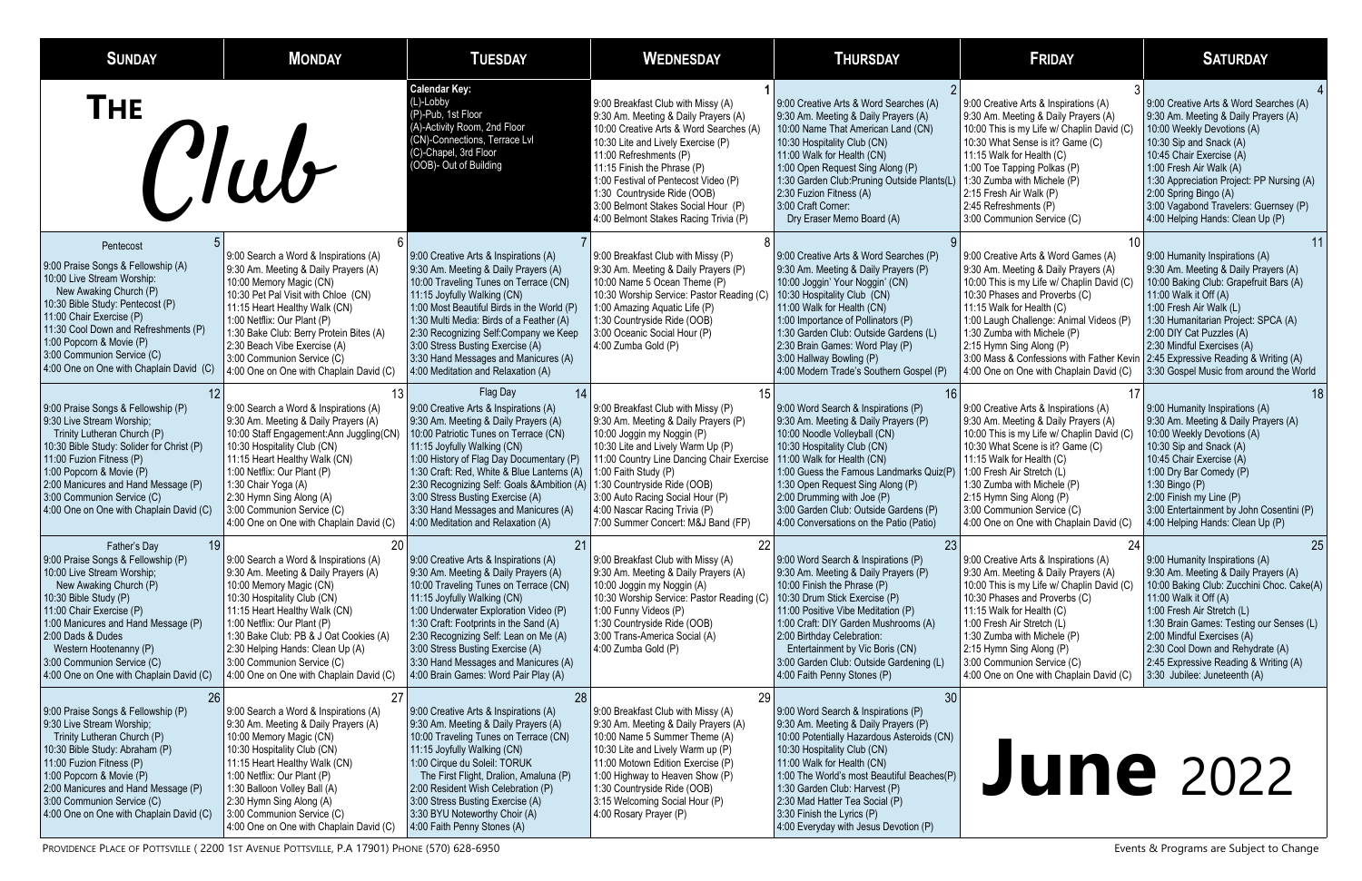# The Club

# June 2022

| Sunday | Monday | Tuesday | Wednesday | Thursday | Friday | Saturday |
|---|---|---|---|---|---|---|
| | | **Calendar Key:**<br>(L)-Lobby<br>(P)-Pub, 1st Floor<br>(A)-Activity Room, 2nd Floor<br>(CN)-Connections, Terrace Lvl<br>(C)-Chapel, 3rd Floor<br>(OOB)- Out of Building | **1**<br>9:00 Breakfast Club with Missy (A)<br>9:30 Am. Meeting & Daily Prayers (A)<br>10:00 Creative Arts & Word Searches (A)<br>10:30 Lite and Lively Exercise (P)<br>11:00 Refreshments (P)<br>11:15 Finish the Phrase (P)<br>1:00 Festival of Pentecost Video (P)<br>1:30 Countryside Ride (OOB)<br>3:00 Belmont Stakes Social Hour (P)<br>4:00 Belmont Stakes Racing Trivia (P) | **2**<br>9:00 Creative Arts & Word Searches (A)<br>9:30 Am. Meeting & Daily Prayers (A)<br>10:00 Name That American Land (CN)<br>10:30 Hospitality Club (CN)<br>11:00 Walk for Health (CN)<br>1:00 Open Request Sing Along (P)<br>1:30 Garden Club:Pruning Outside Plants(L)<br>2:30 Fuzion Fitness (A)<br>3:00 Craft Corner: Dry Eraser Memo Board (A) | **3**<br>9:00 Creative Arts & Inspirations (A)<br>9:30 Am. Meeting & Daily Prayers (A)<br>10:00 This is my Life w/ Chaplin David (C)<br>10:30 What Sense is it? Game (C)<br>11:15 Walk for Health (C)<br>1:00 Toe Tapping Polkas (P)<br>1:30 Zumba with Michele (P)<br>2:15 Fresh Air Walk (P)<br>2:45 Refreshments (P)<br>3:00 Communion Service (C) | **4**<br>9:00 Creative Arts & Word Searches (A)<br>9:30 Am. Meeting & Daily Prayers (A)<br>10:00 Weekly Devotions (A)<br>10:30 Sip and Snack (A)<br>10:45 Chair Exercise (A)<br>1:00 Fresh Air Walk (A)<br>1:30 Appreciation Project: PP Nursing (A)<br>2:00 Spring Bingo (A)<br>3:00 Vagabond Travelers: Guernsey (P)<br>4:00 Helping Hands: Clean Up (P) |
| **5**<br>Pentecost<br>9:00 Praise Songs & Fellowship (A)<br>10:00 Live Stream Worship: New Awaking Church (P)<br>10:30 Bible Study: Pentecost (P)<br>11:00 Chair Exercise (P)<br>11:30 Cool Down and Refreshments (P)<br>1:00 Popcorn & Movie (P)<br>3:00 Communion Service (C)<br>4:00 One on One with Chaplain David (C) | **6**<br>9:00 Search a Word & Inspirations (A)<br>9:30 Am. Meeting & Daily Prayers (A)<br>10:00 Memory Magic (CN)<br>10:30 Pet Pal Visit with Chloe (CN)<br>11:15 Heart Healthy Walk (CN)<br>1:00 Netflix: Our Plant (P)<br>1:30 Bake Club: Berry Protein Bites (A)<br>2:30 Beach Vibe Exercise (A)<br>3:00 Communion Service (C)<br>4:00 One on One with Chaplain David (C) | **7**<br>9:00 Creative Arts & Inspirations (A)<br>9:30 Am. Meeting & Daily Prayers (A)<br>10:00 Traveling Tunes on Terrace (CN)<br>11:15 Joyfully Walking (CN)<br>1:00 Most Beautiful Birds in the World (P)<br>1:30 Multi Media: Birds of a Feather (A)<br>2:30 Recognizing Self:Company we Keep<br>3:00 Stress Busting Exercise (A)<br>3:30 Hand Messages and Manicures (A)<br>4:00 Meditation and Relaxation (A) | **8**<br>9:00 Breakfast Club with Missy (P)<br>9:30 Am. Meeting & Daily Prayers (P)<br>10:00 Name 5 Ocean Theme (P)<br>10:30 Worship Service: Pastor Reading (C)<br>1:00 Amazing Aquatic Life (P)<br>1:30 Countryside Ride (OOB)<br>3:00 Oceanic Social Hour (P)<br>4:00 Zumba Gold (P) | **9**<br>9:00 Creative Arts & Word Searches (P)<br>9:30 Am. Meeting & Daily Prayers (P)<br>10:00 Joggin' Your Noggin' (CN)<br>10:30 Hospitality Club (CN)<br>11:00 Walk for Health (CN)<br>1:00 Importance of Pollinators (P)<br>1:30 Garden Club: Outside Gardens (L)<br>2:30 Brain Games: Word Play (P)<br>3:00 Hallway Bowling (P)<br>4:00 Modern Trade's Southern Gospel (P) | **10**<br>9:00 Creative Arts & Word Games (A)<br>9:30 Am. Meeting & Daily Prayers (A)<br>10:00 This is my Life w/ Chaplin David (C)<br>10:30 Phases and Proverbs (C)<br>11:15 Walk for Health (C)<br>1:00 Laugh Challenge: Animal Videos (P)<br>1:30 Zumba with Michele (P)<br>2:15 Hymn Sing Along (P)<br>3:00 Mass & Confessions with Father Kevin<br>4:00 One on One with Chaplain David (C) | **11**<br>9:00 Humanity Inspirations (A)<br>9:30 Am. Meeting & Daily Prayers (A)<br>10:00 Baking Club: Grapefruit Bars (A)<br>11:00 Walk it Off (A)<br>1:00 Fresh Air Walk (L)<br>1:30 Humanitarian Project: SPCA (A)<br>2:00 DIY Cat Puzzles (A)<br>2:30 Mindful Exercises (A)<br>2:45 Expressive Reading & Writing (A)<br>3:30 Gospel Music from around the World |
| **12**<br>9:00 Praise Songs & Fellowship (P)<br>9:30 Live Stream Worship; Trinity Lutheran Church (P)<br>10:30 Bible Study: Solider for Christ (P)<br>11:00 Fuzion Fitness (P)<br>1:00 Popcorn & Movie (P)<br>2:00 Manicures and Hand Message (P)<br>3:00 Communion Service (C)<br>4:00 One on One with Chaplain David (C) | **13**<br>9:00 Search a Word & Inspirations (A)<br>9:30 Am. Meeting & Daily Prayers (A)<br>10:00 Staff Engagement:Ann Juggling(CN)<br>10:30 Hospitality Club (CN)<br>11:15 Heart Healthy Walk (CN)<br>1:00 Netflix: Our Plant (P)<br>1:30 Chair Yoga (A)<br>2:30 Hymn Sing Along (A)<br>3:00 Communion Service (C)<br>4:00 One on One with Chaplain David (C) | **14**<br>Flag Day<br>9:00 Creative Arts & Inspirations (A)<br>9:30 Am. Meeting & Daily Prayers (A)<br>10:00 Patriotic Tunes on Terrace (CN)<br>11:15 Joyfully Walking (CN)<br>1:00 History of Flag Day Documentary (P)<br>1:30 Craft: Red, White & Blue Lanterns (A)<br>2:30 Recognizing Self: Goals &Ambition (A)<br>3:00 Stress Busting Exercise (A)<br>3:30 Hand Messages and Manicures (A)<br>4:00 Meditation and Relaxation (A) | **15**<br>9:00 Breakfast Club with Missy (P)<br>9:30 Am. Meeting & Daily Prayers (P)<br>10:00 Joggin my Noggin (P)<br>10:30 Lite and Lively Warm Up (P)<br>11:00 Country Line Dancing Chair Exercise<br>1:00 Faith Study (P)<br>1:30 Countryside Ride (OOB)<br>3:00 Auto Racing Social Hour (P)<br>4:00 Nascar Racing Trivia (P)<br>7:00 Summer Concert: M&J Band (FP) | **16**<br>9:00 Word Search & Inspirations (P)<br>9:30 Am. Meeting & Daily Prayers (P)<br>10:00 Noodle Volleyball (CN)<br>10:30 Hospitality Club (CN)<br>11:00 Walk for Health (CN)<br>1:00 Guess the Famous Landmarks Quiz(P)<br>1:30 Open Request Sing Along (P)<br>2:00 Drumming with Joe (P)<br>3:00 Garden Club: Outside Gardens (P)<br>4:00 Conversations on the Patio (Patio) | **17**<br>9:00 Creative Arts & Inspirations (A)<br>9:30 Am. Meeting & Daily Prayers (A)<br>10:00 This is my Life w/ Chaplin David (C)<br>10:30 What Scene is it? Game (C)<br>11:15 Walk for Health (C)<br>1:00 Fresh Air Stretch (L)<br>1:30 Zumba with Michele (P)<br>2:15 Hymn Sing Along (P)<br>3:00 Communion Service (C)<br>4:00 One on One with Chaplain David (C) | **18**<br>9:00 Humanity Inspirations (A)<br>9:30 Am. Meeting & Daily Prayers (A)<br>10:00 Weekly Devotions (A)<br>10:30 Sip and Snack (A)<br>10:45 Chair Exercise (A)<br>1:00 Dry Bar Comedy (P)<br>1:30 Bingo (P)<br>2:00 Finish my Line (P)<br>3:00 Entertainment by John Cosentini (P)<br>4:00 Helping Hands: Clean Up (P) |
| **19**<br>Father's Day<br>9:00 Praise Songs & Fellowship (P)<br>10:00 Live Stream Worship; New Awaking Church (P)<br>10:30 Bible Study (P)<br>11:00 Chair Exercise (P)<br>1:00 Manicures and Hand Message (P)<br>2:00 Dads & Dudes Western Hootenanny (P)<br>3:00 Communion Service (C)<br>4:00 One on One with Chaplain David (C) | **20**<br>9:00 Search a Word & Inspirations (A)<br>9:30 Am. Meeting & Daily Prayers (A)<br>10:00 Memory Magic (CN)<br>10:30 Hospitality Club (CN)<br>11:15 Heart Healthy Walk (CN)<br>1:00 Netflix: Our Plant (P)<br>1:30 Bake Club: PB & J Oat Cookies (A)<br>2:30 Helping Hands: Clean Up (A)<br>3:00 Communion Service (C)<br>4:00 One on One with Chaplain David (C) | **21**<br>9:00 Creative Arts & Inspirations (A)<br>9:30 Am. Meeting & Daily Prayers (A)<br>10:00 Traveling Tunes on Terrace (CN)<br>11:15 Joyfully Walking (CN)<br>1:00 Underwater Exploration Video (P)<br>1:30 Craft: Footprints in the Sand (A)<br>2:30 Recognizing Self: Lean on Me (A)<br>3:00 Stress Busting Exercise (A)<br>3:30 Hand Messages and Manicures (A)<br>4:00 Brain Games: Word Pair Play (A) | **22**<br>9:00 Breakfast Club with Missy (A)<br>9:30 Am. Meeting & Daily Prayers (A)<br>10:00 Joggin my Noggin (A)<br>10:30 Worship Service: Pastor Reading (C)<br>1:00 Funny Videos (P)<br>1:30 Countryside Ride (OOB)<br>3:00 Trans-America Social (A)<br>4:00 Zumba Gold (P) | **23**<br>9:00 Word Search & Inspirations (P)<br>9:30 Am. Meeting & Daily Prayers (P)<br>10:00 Finish the Phrase (P)<br>10:30 Drum Stick Exercise (P)<br>11:00 Positive Vibe Meditation (P)<br>1:00 Craft: DIY Garden Mushrooms (A)<br>2:00 Birthday Celebration: Entertainment by Vic Boris (CN)<br>3:00 Garden Club: Outside Gardening (L)<br>4:00 Faith Penny Stones (P) | **24**<br>9:00 Creative Arts & Inspirations (A)<br>9:30 Am. Meeting & Daily Prayers (A)<br>10:00 This is my Life w/ Chaplin David (C)<br>10:30 Phases and Proverbs (C)<br>11:15 Walk for Health (C)<br>1:00 Fresh Air Stretch (L)<br>1:30 Zumba with Michele (P)<br>2:15 Hymn Sing Along (P)<br>3:00 Communion Service (C)<br>4:00 One on One with Chaplain David (C) | **25**<br>9:00 Humanity Inspirations (A)<br>9:30 Am. Meeting & Daily Prayers (A)<br>10:00 Baking Club: Zucchini Choc. Cake(A)<br>11:00 Walk it Off (A)<br>1:00 Fresh Air Stretch (L)<br>1:30 Brain Games: Testing our Senses (L)<br>2:00 Mindful Exercises (A)<br>2:30 Cool Down and Rehydrate (A)<br>2:45 Expressive Reading & Writing (A)<br>3:30 Jubilee: Juneteenth (A) |
| **26**<br>9:00 Praise Songs & Fellowship (P)<br>9:30 Live Stream Worship; Trinity Lutheran Church (P)<br>10:30 Bible Study: Abraham (P)<br>11:00 Fuzion Fitness (P)<br>1:00 Popcorn & Movie (P)<br>2:00 Manicures and Hand Message (P)<br>3:00 Communion Service (C)<br>4:00 One on One with Chaplain David (C) | **27**<br>9:00 Search a Word & Inspirations (A)<br>9:30 Am. Meeting & Daily Prayers (A)<br>10:00 Memory Magic (CN)<br>10:30 Hospitality Club (CN)<br>11:15 Heart Healthy Walk (CN)<br>1:00 Netflix: Our Plant (P)<br>1:30 Balloon Volley Ball (A)<br>2:30 Hymn Sing Along (A)<br>3:00 Communion Service (C)<br>4:00 One on One with Chaplain David (C) | **28**<br>9:00 Creative Arts & Inspirations (A)<br>9:30 Am. Meeting & Daily Prayers (A)<br>10:00 Traveling Tunes on Terrace (CN)<br>11:15 Joyfully Walking (CN)<br>1:00 Cirque du Soleil: TORUK The First Flight, Dralion, Amaluna (P)<br>2:00 Resident Wish Celebration (P)<br>3:00 Stress Busting Exercise (A)<br>3:30 BYU Noteworthy Choir (A)<br>4:00 Faith Penny Stones (A) | **29**<br>9:00 Breakfast Club with Missy (A)<br>9:30 Am. Meeting & Daily Prayers (A)<br>10:00 Name 5 Summer Theme (A)<br>10:30 Lite and Lively Warm up (P)<br>11:00 Motown Edition Exercise (P)<br>1:00 Highway to Heaven Show (P)<br>1:30 Countryside Ride (OOB)<br>3:15 Welcoming Social Hour (P)<br>4:00 Rosary Prayer (P) | **30**<br>9:00 Word Search & Inspirations (P)<br>9:30 Am. Meeting & Daily Prayers (P)<br>10:00 Potentially Hazardous Asteroids (CN)<br>10:30 Hospitality Club (CN)<br>11:00 Walk for Health (CN)<br>1:00 The World's most Beautiful Beaches(P)<br>1:30 Garden Club: Harvest (P)<br>2:30 Mad Hatter Tea Social (P)<br>3:30 Finish the Lyrics (P)<br>4:00 Everyday with Jesus Devotion (P) | | |

Providence Place of Pottsville ( 2200 1st Avenue Pottsville, P.A 17901) Phone (570) 628-6950

Events & Programs are Subject to Change